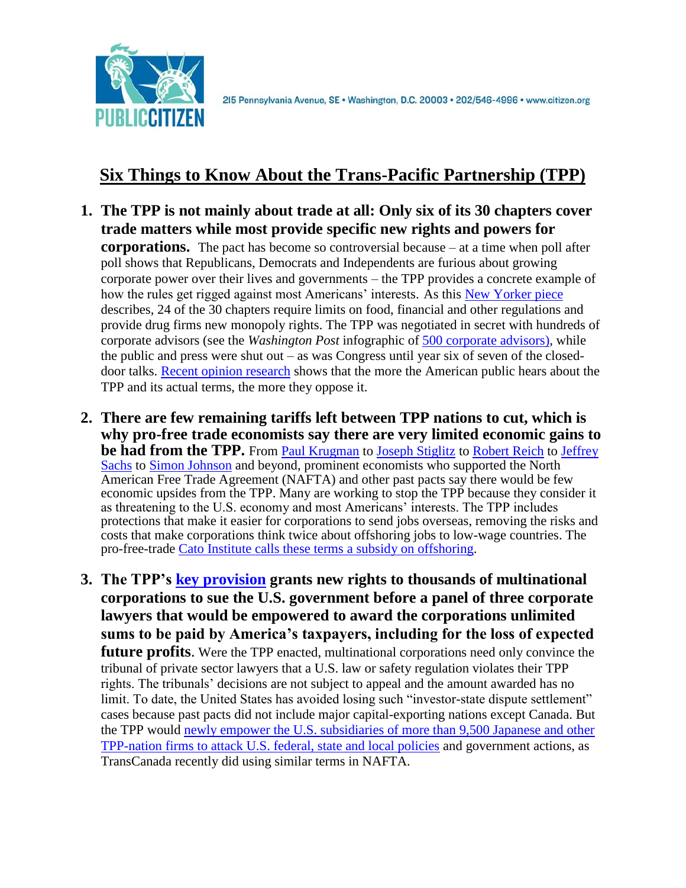215 Pennsylvania Avenue, SE • Washington, D.C. 20003 • 202/546-4996 • www.citizen.org

# Six Things to Know About the Trans-Pacific Partnership (TPP)

1. **The TPP is not mainly about trade at all: Only six of its 30 chapters cover trade matters while most provide specific new rights and powers for corporations.** The pact has become so controversial because – at a time when poll after poll shows that Republicans, Democrats and Independents are furious about growing corporate power over their lives and governments – the TPP provides a concrete example of how the rules get rigged against most Americans' interests. As this New Yorker piece describes, 24 of the 30 chapters require limits on food, financial and other regulations and provide drug firms new monopoly rights. The TPP was negotiated in secret with hundreds of corporate advisors (see the *Washington Post* infographic of 500 corporate advisors), while the public and press were shut out – as was Congress until year six of seven of the closed-door talks. Recent opinion research shows that the more the American public hears about the TPP and its actual terms, the more they oppose it.

2. **There are few remaining tariffs left between TPP nations to cut, which is why pro-free trade economists say there are very limited economic gains to be had from the TPP.** From Paul Krugman to Joseph Stiglitz to Robert Reich to Jeffrey Sachs to Simon Johnson and beyond, prominent economists who supported the North American Free Trade Agreement (NAFTA) and other past pacts say there would be few economic upsides from the TPP. Many are working to stop the TPP because they consider it as threatening to the U.S. economy and most Americans' interests. The TPP includes protections that make it easier for corporations to send jobs overseas, removing the risks and costs that make corporations think twice about offshoring jobs to low-wage countries. The pro-free-trade Cato Institute calls these terms a subsidy on offshoring.

3. **The TPP's key provision grants new rights to thousands of multinational corporations to sue the U.S. government before a panel of three corporate lawyers that would be empowered to award the corporations unlimited sums to be paid by America's taxpayers, including for the loss of expected future profits**. Were the TPP enacted, multinational corporations need only convince the tribunal of private sector lawyers that a U.S. law or safety regulation violates their TPP rights. The tribunals' decisions are not subject to appeal and the amount awarded has no limit. To date, the United States has avoided losing such "investor-state dispute settlement" cases because past pacts did not include major capital-exporting nations except Canada. But the TPP would newly empower the U.S. subsidiaries of more than 9,500 Japanese and other TPP-nation firms to attack U.S. federal, state and local policies and government actions, as TransCanada recently did using similar terms in NAFTA.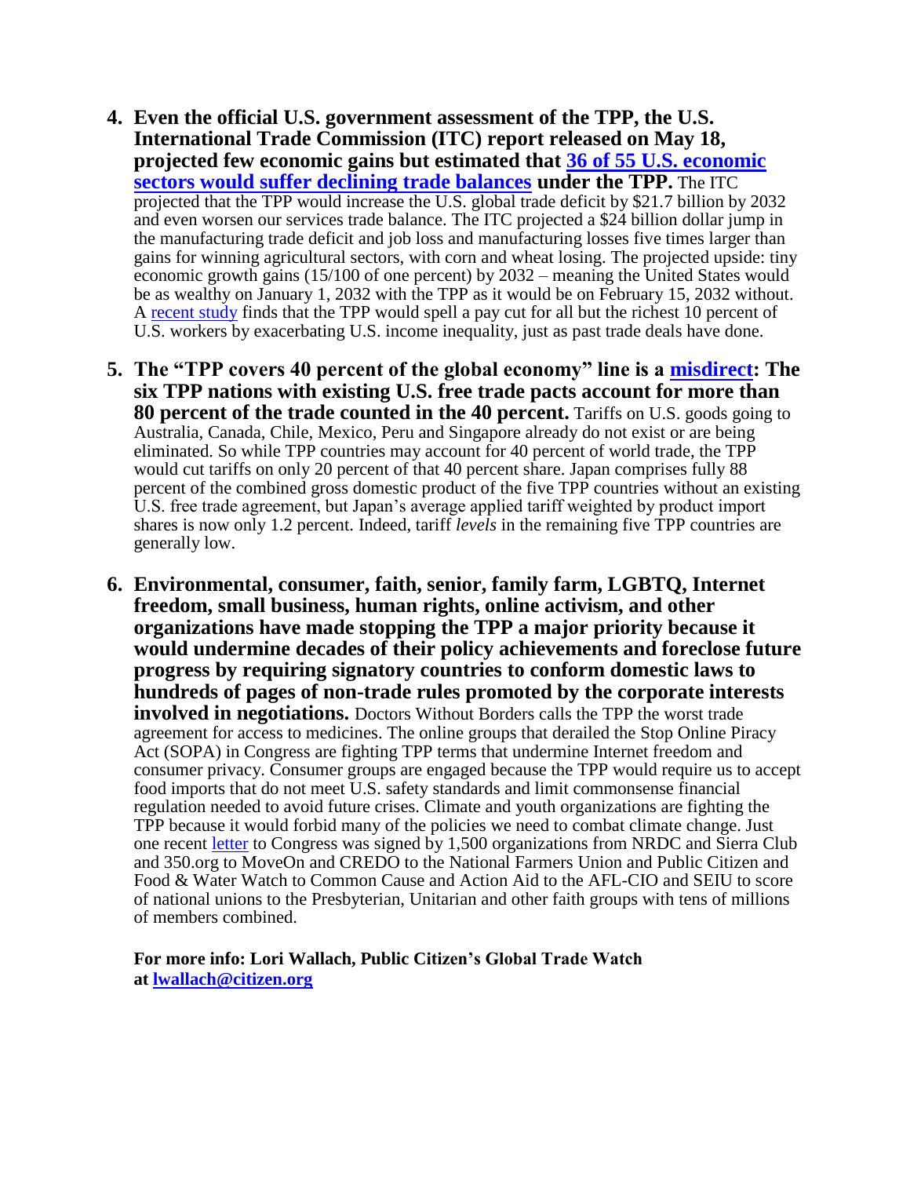4. **Even the official U.S. government assessment of the TPP, the U.S. International Trade Commission (ITC) report released on May 18, projected few economic gains but estimated that 36 of 55 U.S. economic sectors would suffer declining trade balances under the TPP.** The ITC projected that the TPP would increase the U.S. global trade deficit by $21.7 billion by 2032 and even worsen our services trade balance. The ITC projected a $24 billion dollar jump in the manufacturing trade deficit and job loss and manufacturing losses five times larger than gains for winning agricultural sectors, with corn and wheat losing. The projected upside: tiny economic growth gains (15/100 of one percent) by 2032 – meaning the United States would be as wealthy on January 1, 2032 with the TPP as it would be on February 15, 2032 without. A recent study finds that the TPP would spell a pay cut for all but the richest 10 percent of U.S. workers by exacerbating U.S. income inequality, just as past trade deals have done.

5. **The "TPP covers 40 percent of the global economy" line is a misdirect: The six TPP nations with existing U.S. free trade pacts account for more than 80 percent of the trade counted in the 40 percent.** Tariffs on U.S. goods going to Australia, Canada, Chile, Mexico, Peru and Singapore already do not exist or are being eliminated. So while TPP countries may account for 40 percent of world trade, the TPP would cut tariffs on only 20 percent of that 40 percent share. Japan comprises fully 88 percent of the combined gross domestic product of the five TPP countries without an existing U.S. free trade agreement, but Japan's average applied tariff weighted by product import shares is now only 1.2 percent. Indeed, tariff *levels* in the remaining five TPP countries are generally low.

6. **Environmental, consumer, faith, senior, family farm, LGBTQ, Internet freedom, small business, human rights, online activism, and other organizations have made stopping the TPP a major priority because it would undermine decades of their policy achievements and foreclose future progress by requiring signatory countries to conform domestic laws to hundreds of pages of non-trade rules promoted by the corporate interests involved in negotiations.** Doctors Without Borders calls the TPP the worst trade agreement for access to medicines. The online groups that derailed the Stop Online Piracy Act (SOPA) in Congress are fighting TPP terms that undermine Internet freedom and consumer privacy. Consumer groups are engaged because the TPP would require us to accept food imports that do not meet U.S. safety standards and limit commonsense financial regulation needed to avoid future crises. Climate and youth organizations are fighting the TPP because it would forbid many of the policies we need to combat climate change. Just one recent letter to Congress was signed by 1,500 organizations from NRDC and Sierra Club and 350.org to MoveOn and CREDO to the National Farmers Union and Public Citizen and Food & Water Watch to Common Cause and Action Aid to the AFL-CIO and SEIU to score of national unions to the Presbyterian, Unitarian and other faith groups with tens of millions of members combined.

**For more info: Lori Wallach, Public Citizen's Global Trade Watch at lwallach@citizen.org**